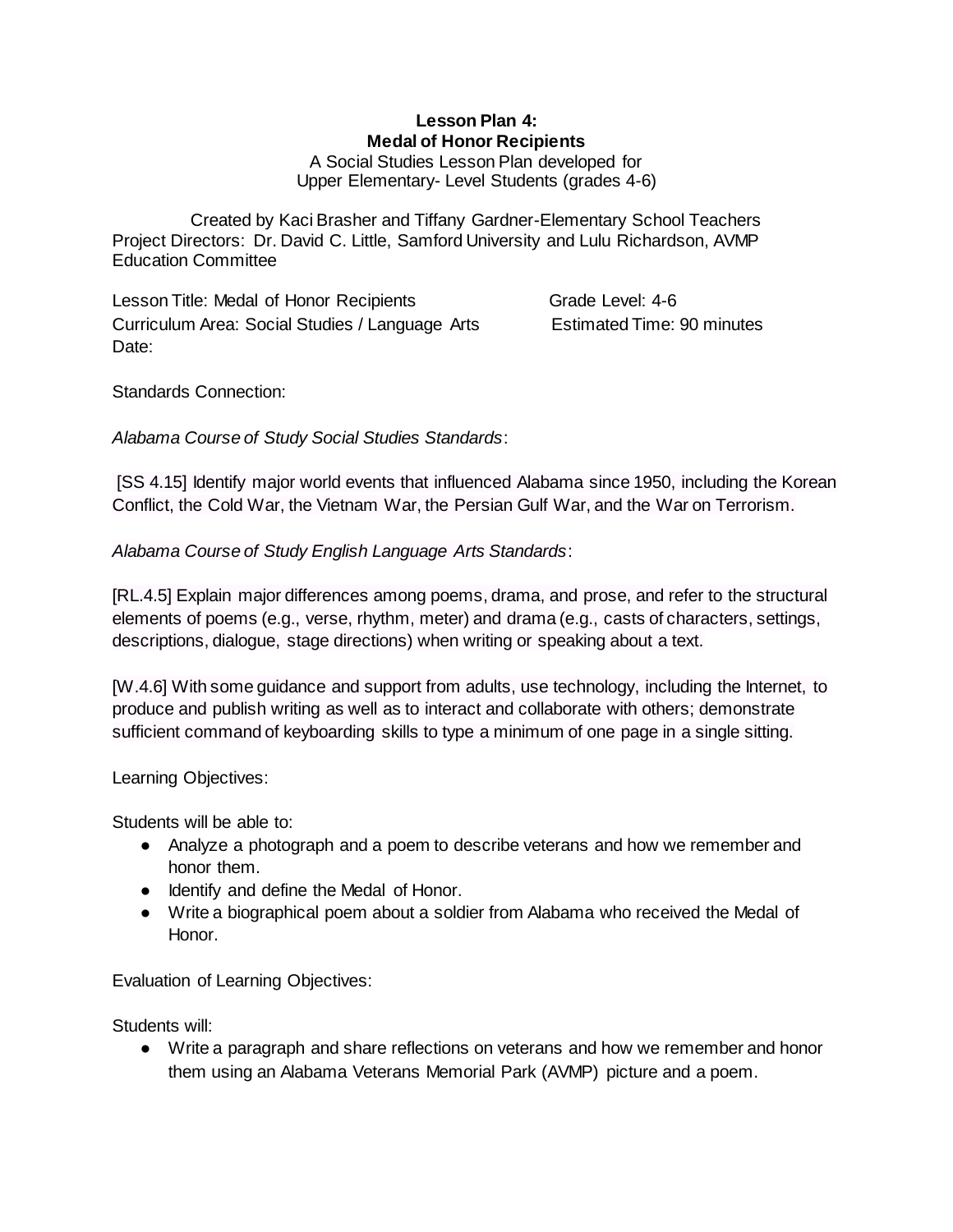**Lesson Plan 4:**
**Medal of Honor Recipients**

A Social Studies Lesson Plan developed for
Upper Elementary- Level Students (grades 4-6)

Created by Kaci Brasher and Tiffany Gardner-Elementary School Teachers
Project Directors: Dr. David C. Little, Samford University and Lulu Richardson, AVMP Education Committee

Lesson Title: Medal of Honor Recipients Grade Level: 4-6
Curriculum Area: Social Studies / Language Arts Estimated Time: 90 minutes
Date:

Standards Connection:

*Alabama Course of Study Social Studies Standards*:

[SS 4.15] Identify major world events that influenced Alabama since 1950, including the Korean Conflict, the Cold War, the Vietnam War, the Persian Gulf War, and the War on Terrorism.

*Alabama Course of Study English Language Arts Standards*:

[RL.4.5] Explain major differences among poems, drama, and prose, and refer to the structural elements of poems (e.g., verse, rhythm, meter) and drama (e.g., casts of characters, settings, descriptions, dialogue, stage directions) when writing or speaking about a text.

[W.4.6] With some guidance and support from adults, use technology, including the Internet, to produce and publish writing as well as to interact and collaborate with others; demonstrate sufficient command of keyboarding skills to type a minimum of one page in a single sitting.

Learning Objectives:

Students will be able to:

- Analyze a photograph and a poem to describe veterans and how we remember and honor them.
- Identify and define the Medal of Honor.
- Write a biographical poem about a soldier from Alabama who received the Medal of Honor.

Evaluation of Learning Objectives:

Students will:

- Write a paragraph and share reflections on veterans and how we remember and honor them using an Alabama Veterans Memorial Park (AVMP) picture and a poem.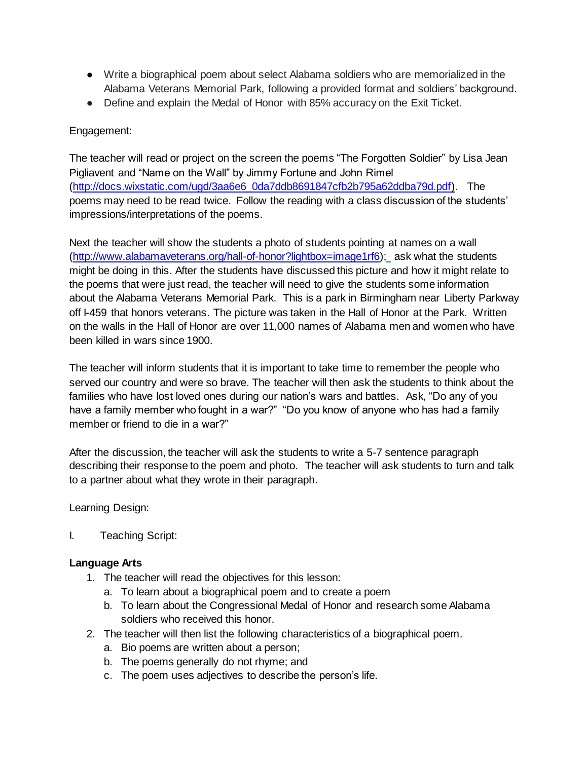- Write a biographical poem about select Alabama soldiers who are memorialized in the Alabama Veterans Memorial Park, following a provided format and soldiers' background.
- Define and explain the Medal of Honor with 85% accuracy on the Exit Ticket.

Engagement:

The teacher will read or project on the screen the poems "The Forgotten Soldier" by Lisa Jean Pigliavent and "Name on the Wall" by Jimmy Fortune and John Rimel (http://docs.wixstatic.com/ugd/3aa6e6_0da7ddb8691847cfb2b795a62ddba79d.pdf). The poems may need to be read twice. Follow the reading with a class discussion of the students' impressions/interpretations of the poems.

Next the teacher will show the students a photo of students pointing at names on a wall (http://www.alabamaveterans.org/hall-of-honor?lightbox=image1rf6); ask what the students might be doing in this. After the students have discussed this picture and how it might relate to the poems that were just read, the teacher will need to give the students some information about the Alabama Veterans Memorial Park. This is a park in Birmingham near Liberty Parkway off I-459 that honors veterans. The picture was taken in the Hall of Honor at the Park. Written on the walls in the Hall of Honor are over 11,000 names of Alabama men and women who have been killed in wars since 1900.

The teacher will inform students that it is important to take time to remember the people who served our country and were so brave. The teacher will then ask the students to think about the families who have lost loved ones during our nation's wars and battles. Ask, "Do any of you have a family member who fought in a war?" "Do you know of anyone who has had a family member or friend to die in a war?"

After the discussion, the teacher will ask the students to write a 5-7 sentence paragraph describing their response to the poem and photo. The teacher will ask students to turn and talk to a partner about what they wrote in their paragraph.

Learning Design:

I. Teaching Script:

**Language Arts**

1. The teacher will read the objectives for this lesson:
   a. To learn about a biographical poem and to create a poem
   b. To learn about the Congressional Medal of Honor and research some Alabama soldiers who received this honor.
2. The teacher will then list the following characteristics of a biographical poem.
   a. Bio poems are written about a person;
   b. The poems generally do not rhyme; and
   c. The poem uses adjectives to describe the person's life.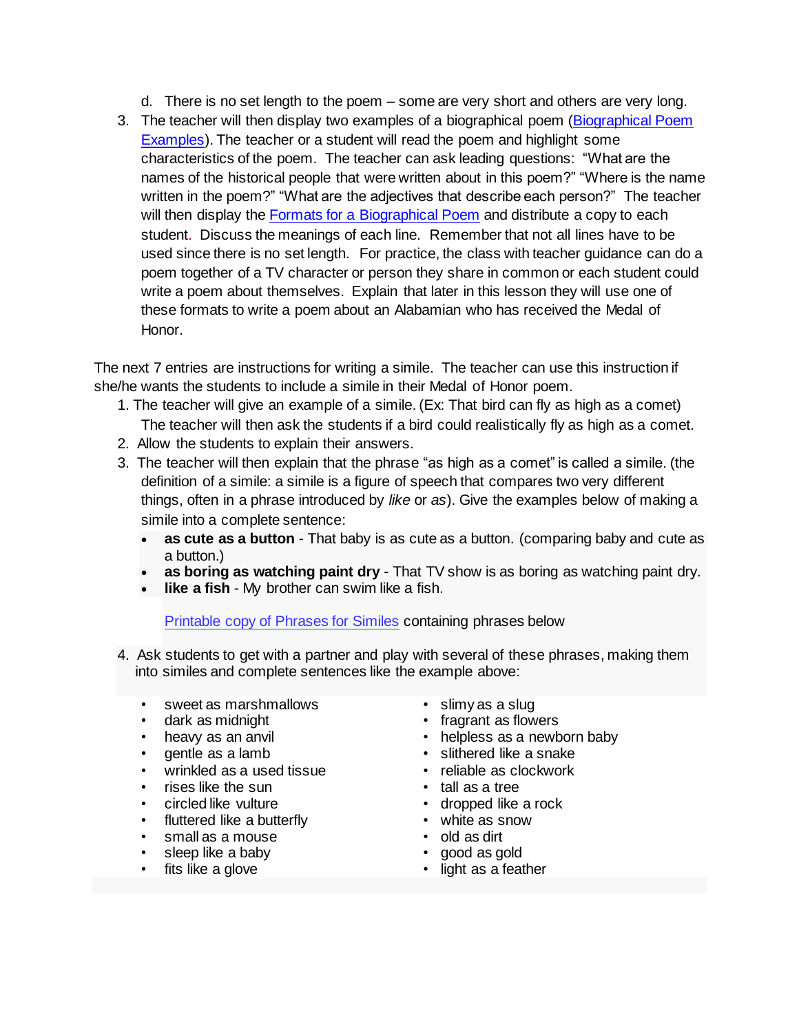d. There is no set length to the poem – some are very short and others are very long.

3. The teacher will then display two examples of a biographical poem (Biographical Poem Examples). The teacher or a student will read the poem and highlight some characteristics of the poem. The teacher can ask leading questions: "What are the names of the historical people that were written about in this poem?" "Where is the name written in the poem?" "What are the adjectives that describe each person?" The teacher will then display the Formats for a Biographical Poem and distribute a copy to each student. Discuss the meanings of each line. Remember that not all lines have to be used since there is no set length. For practice, the class with teacher guidance can do a poem together of a TV character or person they share in common or each student could write a poem about themselves. Explain that later in this lesson they will use one of these formats to write a poem about an Alabamian who has received the Medal of Honor.

The next 7 entries are instructions for writing a simile. The teacher can use this instruction if she/he wants the students to include a simile in their Medal of Honor poem.

1. The teacher will give an example of a simile. (Ex: That bird can fly as high as a comet) The teacher will then ask the students if a bird could realistically fly as high as a comet.
2. Allow the students to explain their answers.
3. The teacher will then explain that the phrase "as high as a comet" is called a simile. (the definition of a simile: a simile is a figure of speech that compares two very different things, often in a phrase introduced by *like* or *as*). Give the examples below of making a simile into a complete sentence:
   - **as cute as a button** - That baby is as cute as a button. (comparing baby and cute as a button.)
   - **as boring as watching paint dry** - That TV show is as boring as watching paint dry.
   - **like a fish** - My brother can swim like a fish.

   Printable copy of Phrases for Similes containing phrases below

4. Ask students to get with a partner and play with several of these phrases, making them into similes and complete sentences like the example above:

   - sweet as marshmallows
   - dark as midnight
   - heavy as an anvil
   - gentle as a lamb
   - wrinkled as a used tissue
   - rises like the sun
   - circled like vulture
   - fluttered like a butterfly
   - small as a mouse
   - sleep like a baby
   - fits like a glove
   - slimy as a slug
   - fragrant as flowers
   - helpless as a newborn baby
   - slithered like a snake
   - reliable as clockwork
   - tall as a tree
   - dropped like a rock
   - white as snow
   - old as dirt
   - good as gold
   - light as a feather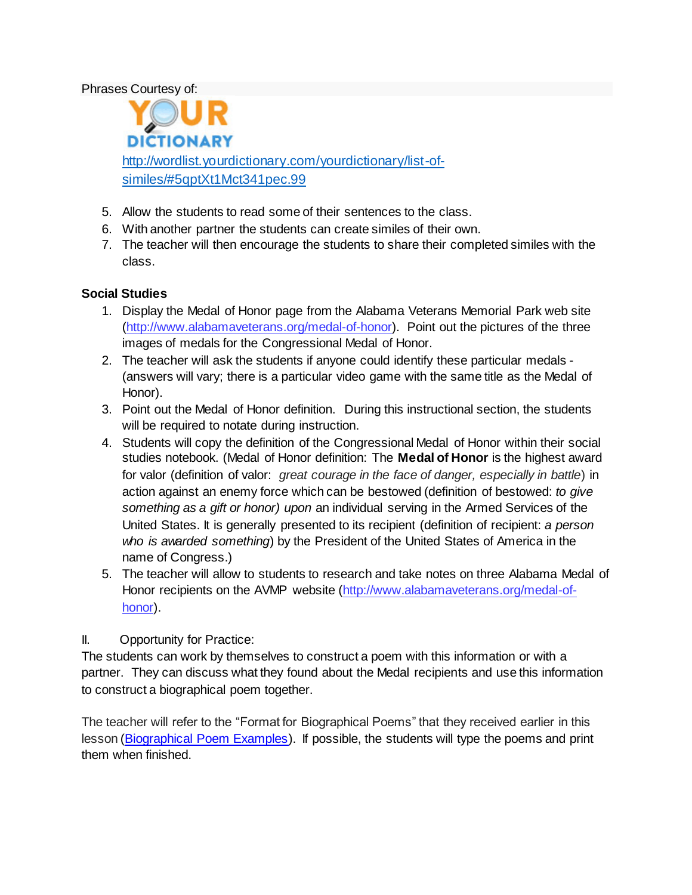Phrases Courtesy of:

YOUR DICTIONARY

[http://wordlist.yourdictionary.com/yourdictionary/list-of-similes/#5qptXt1Mct341pec.99](http://wordlist.yourdictionary.com/yourdictionary/list-of-similes/#5qptXt1Mct341pec.99)

5. Allow the students to read some of their sentences to the class.
6. With another partner the students can create similes of their own.
7. The teacher will then encourage the students to share their completed similes with the class.

**Social Studies**

1. Display the Medal of Honor page from the Alabama Veterans Memorial Park web site ([http://www.alabamaveterans.org/medal-of-honor](http://www.alabamaveterans.org/medal-of-honor)). Point out the pictures of the three images of medals for the Congressional Medal of Honor.
2. The teacher will ask the students if anyone could identify these particular medals - (answers will vary; there is a particular video game with the same title as the Medal of Honor).
3. Point out the Medal of Honor definition. During this instructional section, the students will be required to notate during instruction.
4. Students will copy the definition of the Congressional Medal of Honor within their social studies notebook. (Medal of Honor definition: The **Medal of Honor** is the highest award for valor (definition of valor: *great courage in the face of danger, especially in battle*) in action against an enemy force which can be bestowed (definition of bestowed: *to give something as a gift or honor) upon* an individual serving in the Armed Services of the United States. It is generally presented to its recipient (definition of recipient: *a person who is awarded something*) by the President of the United States of America in the name of Congress.)
5. The teacher will allow to students to research and take notes on three Alabama Medal of Honor recipients on the AVMP website ([http://www.alabamaveterans.org/medal-of-honor](http://www.alabamaveterans.org/medal-of-honor)).

II. Opportunity for Practice:

The students can work by themselves to construct a poem with this information or with a partner. They can discuss what they found about the Medal recipients and use this information to construct a biographical poem together.

The teacher will refer to the "Format for Biographical Poems" that they received earlier in this lesson (Biographical Poem Examples). If possible, the students will type the poems and print them when finished.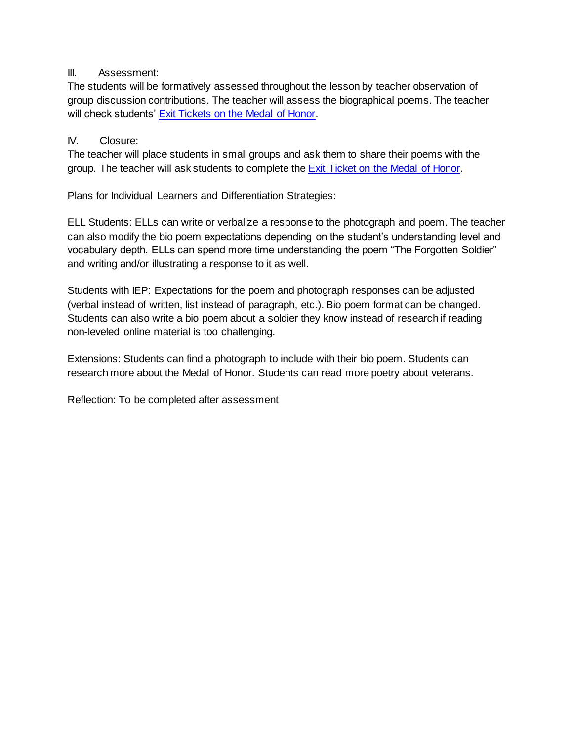III. Assessment:

The students will be formatively assessed throughout the lesson by teacher observation of group discussion contributions. The teacher will assess the biographical poems. The teacher will check students' Exit Tickets on the Medal of Honor.

IV. Closure:

The teacher will place students in small groups and ask them to share their poems with the group. The teacher will ask students to complete the Exit Ticket on the Medal of Honor.

Plans for Individual Learners and Differentiation Strategies:

ELL Students: ELLs can write or verbalize a response to the photograph and poem. The teacher can also modify the bio poem expectations depending on the student's understanding level and vocabulary depth. ELLs can spend more time understanding the poem "The Forgotten Soldier" and writing and/or illustrating a response to it as well.

Students with IEP: Expectations for the poem and photograph responses can be adjusted (verbal instead of written, list instead of paragraph, etc.). Bio poem format can be changed. Students can also write a bio poem about a soldier they know instead of research if reading non-leveled online material is too challenging.

Extensions: Students can find a photograph to include with their bio poem. Students can research more about the Medal of Honor. Students can read more poetry about veterans.

Reflection: To be completed after assessment